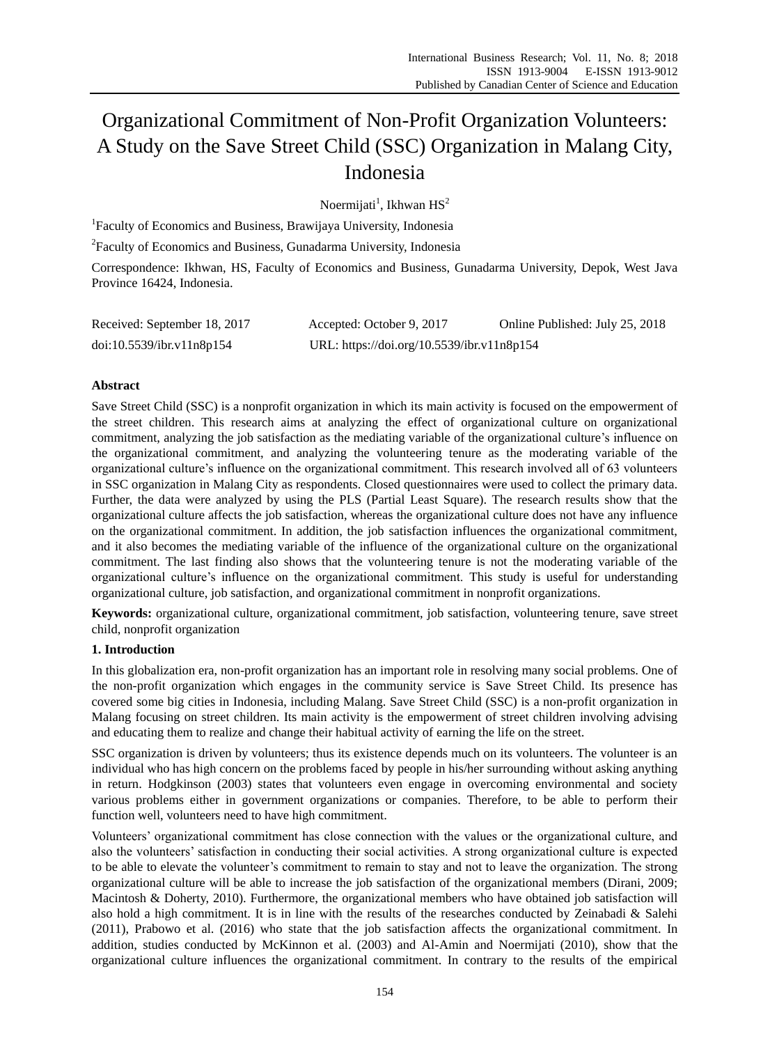# Organizational Commitment of Non-Profit Organization Volunteers: A Study on the Save Street Child (SSC) Organization in Malang City, Indonesia

Noermijati[1], Ikhwan HS[2]

[1]Faculty of Economics and Business, Brawijaya University, Indonesia

[2]Faculty of Economics and Business, Gunadarma University, Indonesia

Correspondence: Ikhwan, HS, Faculty of Economics and Business, Gunadarma University, Depok, West Java Province 16424, Indonesia.

Received: September 18, 2017 Accepted: October 9, 2017 Online Published: July 25, 2018

doi:10.5539/ibr.v11n8p154 URL: https://doi.org/10.5539/ibr.v11n8p154

## Abstract

Save Street Child (SSC) is a nonprofit organization in which its main activity is focused on the empowerment of the street children. This research aims at analyzing the effect of organizational culture on organizational commitment, analyzing the job satisfaction as the mediating variable of the organizational culture's influence on the organizational commitment, and analyzing the volunteering tenure as the moderating variable of the organizational culture's influence on the organizational commitment. This research involved all of 63 volunteers in SSC organization in Malang City as respondents. Closed questionnaires were used to collect the primary data. Further, the data were analyzed by using the PLS (Partial Least Square). The research results show that the organizational culture affects the job satisfaction, whereas the organizational culture does not have any influence on the organizational commitment. In addition, the job satisfaction influences the organizational commitment, and it also becomes the mediating variable of the influence of the organizational culture on the organizational commitment. The last finding also shows that the volunteering tenure is not the moderating variable of the organizational culture's influence on the organizational commitment. This study is useful for understanding organizational culture, job satisfaction, and organizational commitment in nonprofit organizations.

**Keywords:** organizational culture, organizational commitment, job satisfaction, volunteering tenure, save street child, nonprofit organization

## 1. Introduction

In this globalization era, non-profit organization has an important role in resolving many social problems. One of the non-profit organization which engages in the community service is Save Street Child. Its presence has covered some big cities in Indonesia, including Malang. Save Street Child (SSC) is a non-profit organization in Malang focusing on street children. Its main activity is the empowerment of street children involving advising and educating them to realize and change their habitual activity of earning the life on the street.

SSC organization is driven by volunteers; thus its existence depends much on its volunteers. The volunteer is an individual who has high concern on the problems faced by people in his/her surrounding without asking anything in return. Hodgkinson (2003) states that volunteers even engage in overcoming environmental and society various problems either in government organizations or companies. Therefore, to be able to perform their function well, volunteers need to have high commitment.

Volunteers' organizational commitment has close connection with the values or the organizational culture, and also the volunteers' satisfaction in conducting their social activities. A strong organizational culture is expected to be able to elevate the volunteer's commitment to remain to stay and not to leave the organization. The strong organizational culture will be able to increase the job satisfaction of the organizational members (Dirani, 2009; Macintosh & Doherty, 2010). Furthermore, the organizational members who have obtained job satisfaction will also hold a high commitment. It is in line with the results of the researches conducted by Zeinabadi & Salehi (2011), Prabowo et al. (2016) who state that the job satisfaction affects the organizational commitment. In addition, studies conducted by McKinnon et al. (2003) and Al-Amin and Noermijati (2010), show that the organizational culture influences the organizational commitment. In contrary to the results of the empirical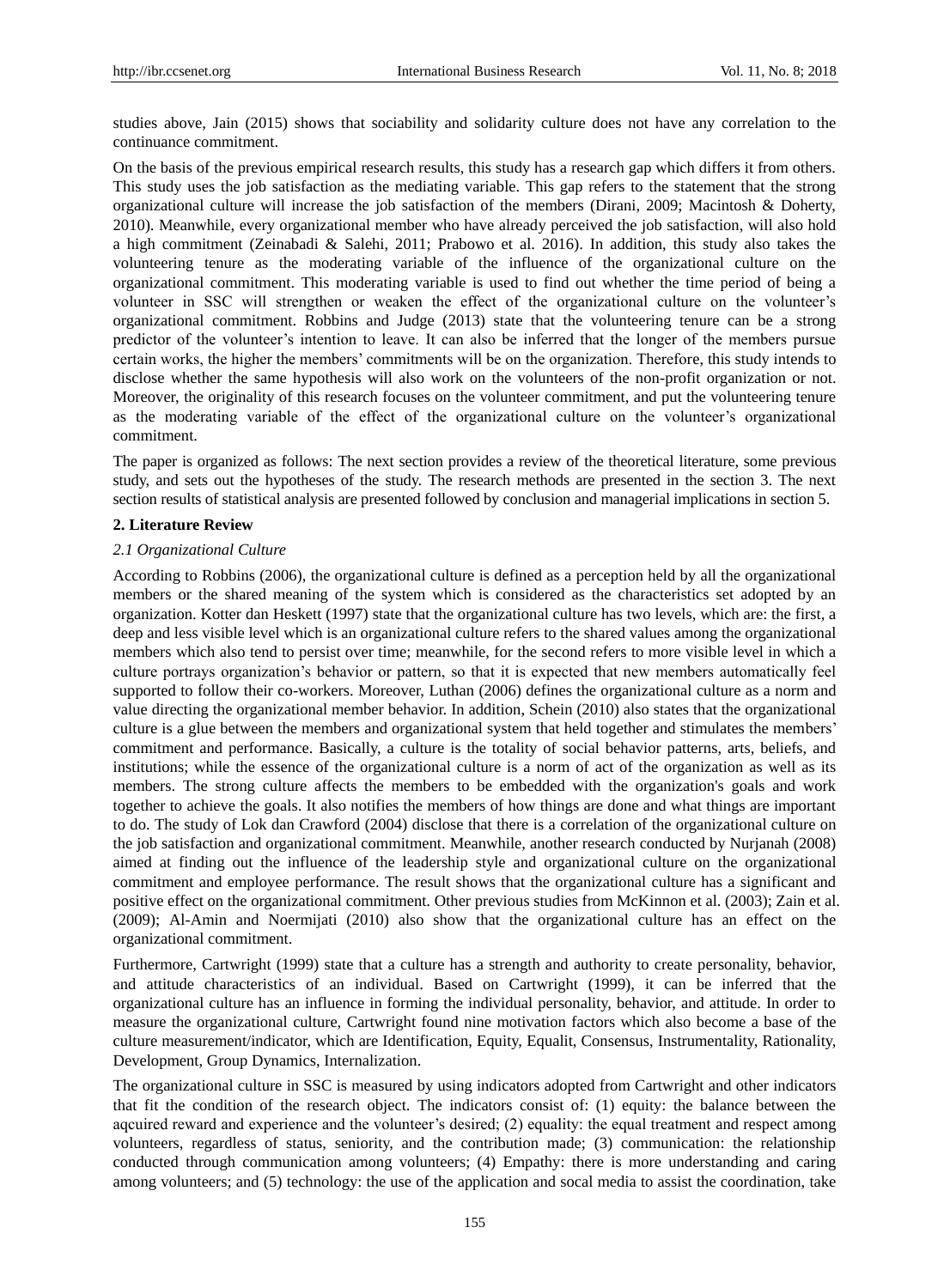studies above, Jain (2015) shows that sociability and solidarity culture does not have any correlation to the continuance commitment.

On the basis of the previous empirical research results, this study has a research gap which differs it from others. This study uses the job satisfaction as the mediating variable. This gap refers to the statement that the strong organizational culture will increase the job satisfaction of the members (Dirani, 2009; Macintosh & Doherty, 2010). Meanwhile, every organizational member who have already perceived the job satisfaction, will also hold a high commitment (Zeinabadi & Salehi, 2011; Prabowo et al. 2016). In addition, this study also takes the volunteering tenure as the moderating variable of the influence of the organizational culture on the organizational commitment. This moderating variable is used to find out whether the time period of being a volunteer in SSC will strengthen or weaken the effect of the organizational culture on the volunteer's organizational commitment. Robbins and Judge (2013) state that the volunteering tenure can be a strong predictor of the volunteer's intention to leave. It can also be inferred that the longer of the members pursue certain works, the higher the members' commitments will be on the organization. Therefore, this study intends to disclose whether the same hypothesis will also work on the volunteers of the non-profit organization or not. Moreover, the originality of this research focuses on the volunteer commitment, and put the volunteering tenure as the moderating variable of the effect of the organizational culture on the volunteer's organizational commitment.

The paper is organized as follows: The next section provides a review of the theoretical literature, some previous study, and sets out the hypotheses of the study. The research methods are presented in the section 3. The next section results of statistical analysis are presented followed by conclusion and managerial implications in section 5.

## 2. Literature Review

### *2.1 Organizational Culture*

According to Robbins (2006), the organizational culture is defined as a perception held by all the organizational members or the shared meaning of the system which is considered as the characteristics set adopted by an organization. Kotter dan Heskett (1997) state that the organizational culture has two levels, which are: the first, a deep and less visible level which is an organizational culture refers to the shared values among the organizational members which also tend to persist over time; meanwhile, for the second refers to more visible level in which a culture portrays organization's behavior or pattern, so that it is expected that new members automatically feel supported to follow their co-workers. Moreover, Luthan (2006) defines the organizational culture as a norm and value directing the organizational member behavior. In addition, Schein (2010) also states that the organizational culture is a glue between the members and organizational system that held together and stimulates the members' commitment and performance. Basically, a culture is the totality of social behavior patterns, arts, beliefs, and institutions; while the essence of the organizational culture is a norm of act of the organization as well as its members. The strong culture affects the members to be embedded with the organization's goals and work together to achieve the goals. It also notifies the members of how things are done and what things are important to do. The study of Lok dan Crawford (2004) disclose that there is a correlation of the organizational culture on the job satisfaction and organizational commitment. Meanwhile, another research conducted by Nurjanah (2008) aimed at finding out the influence of the leadership style and organizational culture on the organizational commitment and employee performance. The result shows that the organizational culture has a significant and positive effect on the organizational commitment. Other previous studies from McKinnon et al. (2003); Zain et al. (2009); Al-Amin and Noermijati (2010) also show that the organizational culture has an effect on the organizational commitment.

Furthermore, Cartwright (1999) state that a culture has a strength and authority to create personality, behavior, and attitude characteristics of an individual. Based on Cartwright (1999), it can be inferred that the organizational culture has an influence in forming the individual personality, behavior, and attitude. In order to measure the organizational culture, Cartwright found nine motivation factors which also become a base of the culture measurement/indicator, which are Identification, Equity, Equalit, Consensus, Instrumentality, Rationality, Development, Group Dynamics, Internalization.

The organizational culture in SSC is measured by using indicators adopted from Cartwright and other indicators that fit the condition of the research object. The indicators consist of: (1) equity: the balance between the aqcuired reward and experience and the volunteer's desired; (2) equality: the equal treatment and respect among volunteers, regardless of status, seniority, and the contribution made; (3) communication: the relationship conducted through communication among volunteers; (4) Empathy: there is more understanding and caring among volunteers; and (5) technology: the use of the application and socal media to assist the coordination, take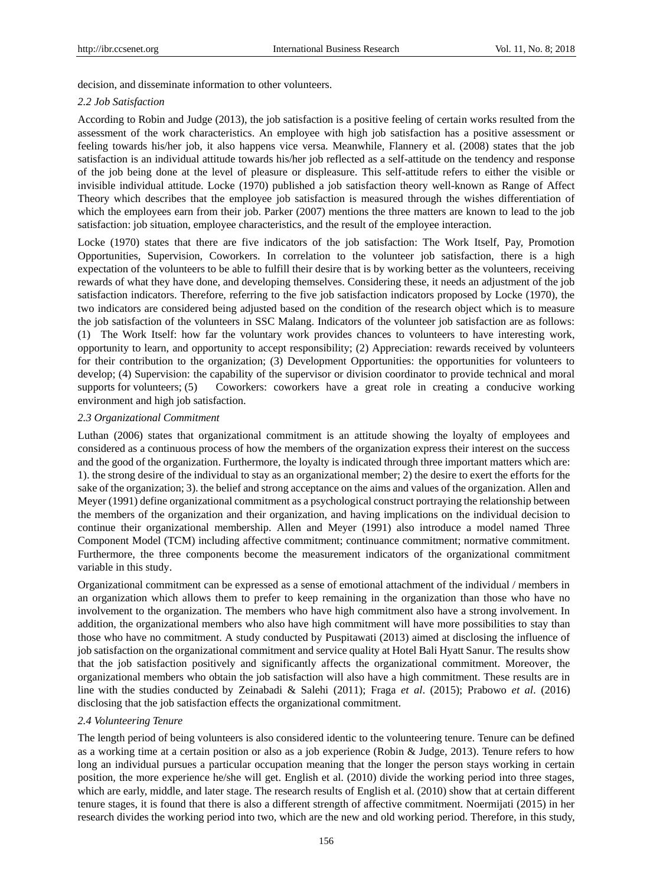decision, and disseminate information to other volunteers.

### *2.2 Job Satisfaction*

According to Robin and Judge (2013), the job satisfaction is a positive feeling of certain works resulted from the assessment of the work characteristics. An employee with high job satisfaction has a positive assessment or feeling towards his/her job, it also happens vice versa. Meanwhile, Flannery et al. (2008) states that the job satisfaction is an individual attitude towards his/her job reflected as a self-attitude on the tendency and response of the job being done at the level of pleasure or displeasure. This self-attitude refers to either the visible or invisible individual attitude. Locke (1970) published a job satisfaction theory well-known as Range of Affect Theory which describes that the employee job satisfaction is measured through the wishes differentiation of which the employees earn from their job. Parker (2007) mentions the three matters are known to lead to the job satisfaction: job situation, employee characteristics, and the result of the employee interaction.

Locke (1970) states that there are five indicators of the job satisfaction: The Work Itself, Pay, Promotion Opportunities, Supervision, Coworkers. In correlation to the volunteer job satisfaction, there is a high expectation of the volunteers to be able to fulfill their desire that is by working better as the volunteers, receiving rewards of what they have done, and developing themselves. Considering these, it needs an adjustment of the job satisfaction indicators. Therefore, referring to the five job satisfaction indicators proposed by Locke (1970), the two indicators are considered being adjusted based on the condition of the research object which is to measure the job satisfaction of the volunteers in SSC Malang. Indicators of the volunteer job satisfaction are as follows: (1) The Work Itself: how far the voluntary work provides chances to volunteers to have interesting work, opportunity to learn, and opportunity to accept responsibility; (2) Appreciation: rewards received by volunteers for their contribution to the organization; (3) Development Opportunities: the opportunities for volunteers to develop; (4) Supervision: the capability of the supervisor or division coordinator to provide technical and moral supports for volunteers; (5) Coworkers: coworkers have a great role in creating a conducive working environment and high job satisfaction.

### *2.3 Organizational Commitment*

Luthan (2006) states that organizational commitment is an attitude showing the loyalty of employees and considered as a continuous process of how the members of the organization express their interest on the success and the good of the organization. Furthermore, the loyalty is indicated through three important matters which are: 1). the strong desire of the individual to stay as an organizational member; 2) the desire to exert the efforts for the sake of the organization; 3). the belief and strong acceptance on the aims and values of the organization. Allen and Meyer (1991) define organizational commitment as a psychological construct portraying the relationship between the members of the organization and their organization, and having implications on the individual decision to continue their organizational membership. Allen and Meyer (1991) also introduce a model named Three Component Model (TCM) including affective commitment; continuance commitment; normative commitment. Furthermore, the three components become the measurement indicators of the organizational commitment variable in this study.

Organizational commitment can be expressed as a sense of emotional attachment of the individual / members in an organization which allows them to prefer to keep remaining in the organization than those who have no involvement to the organization. The members who have high commitment also have a strong involvement. In addition, the organizational members who also have high commitment will have more possibilities to stay than those who have no commitment. A study conducted by Puspitawati (2013) aimed at disclosing the influence of job satisfaction on the organizational commitment and service quality at Hotel Bali Hyatt Sanur. The results show that the job satisfaction positively and significantly affects the organizational commitment. Moreover, the organizational members who obtain the job satisfaction will also have a high commitment. These results are in line with the studies conducted by Zeinabadi & Salehi (2011); Fraga *et al*. (2015); Prabowo *et al*. (2016) disclosing that the job satisfaction effects the organizational commitment.

### *2.4 Volunteering Tenure*

The length period of being volunteers is also considered identic to the volunteering tenure. Tenure can be defined as a working time at a certain position or also as a job experience (Robin & Judge, 2013). Tenure refers to how long an individual pursues a particular occupation meaning that the longer the person stays working in certain position, the more experience he/she will get. English et al. (2010) divide the working period into three stages, which are early, middle, and later stage. The research results of English et al. (2010) show that at certain different tenure stages, it is found that there is also a different strength of affective commitment. Noermijati (2015) in her research divides the working period into two, which are the new and old working period. Therefore, in this study,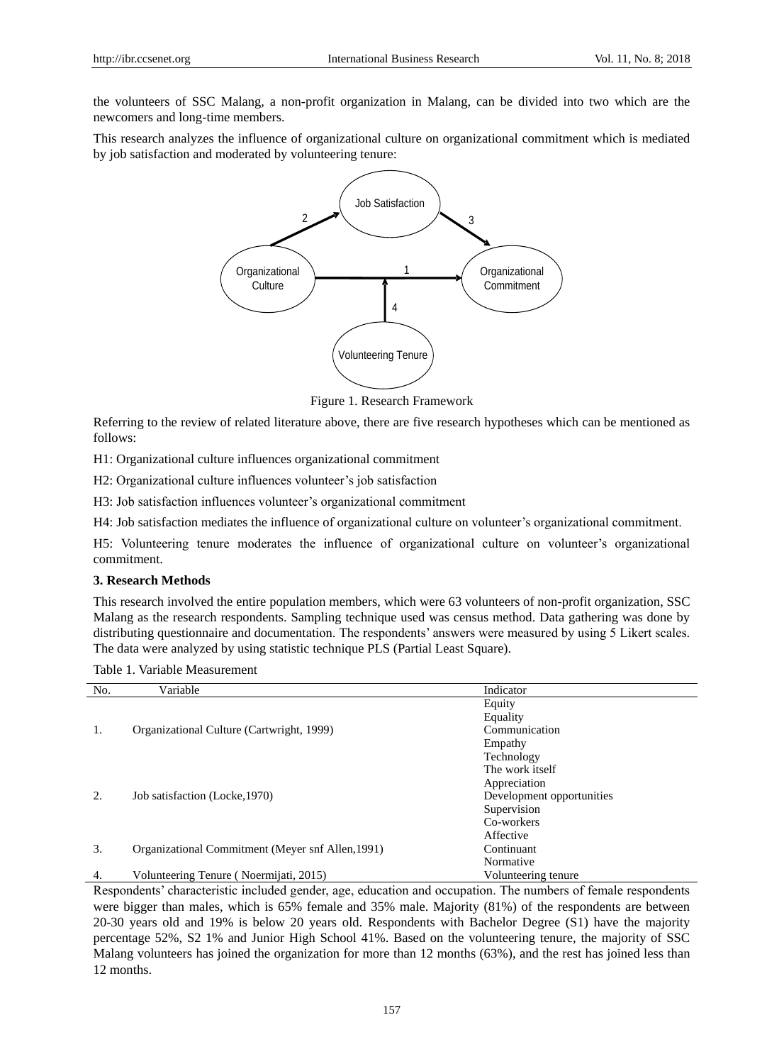the volunteers of SSC Malang, a non-profit organization in Malang, can be divided into two which are the newcomers and long-time members.

This research analyzes the influence of organizational culture on organizational commitment which is mediated by job satisfaction and moderated by volunteering tenure:

Job Satisfaction

2

3

Organizational Culture

1

Organizational Commitment

4

Volunteering Tenure

Figure 1. Research Framework

Referring to the review of related literature above, there are five research hypotheses which can be mentioned as follows:

H1: Organizational culture influences organizational commitment

H2: Organizational culture influences volunteer's job satisfaction

H3: Job satisfaction influences volunteer's organizational commitment

H4: Job satisfaction mediates the influence of organizational culture on volunteer's organizational commitment.

H5: Volunteering tenure moderates the influence of organizational culture on volunteer's organizational commitment.

**3. Research Methods**

This research involved the entire population members, which were 63 volunteers of non-profit organization, SSC Malang as the research respondents. Sampling technique used was census method. Data gathering was done by distributing questionnaire and documentation. The respondents' answers were measured by using 5 Likert scales. The data were analyzed by using statistic technique PLS (Partial Least Square).

Table 1. Variable Measurement

| No. | Variable | Indicator |
|---|---|---|
| 1. | Organizational Culture (Cartwright, 1999) | Equity<br>Equality<br>Communication<br>Empathy<br>Technology |
| 2. | Job satisfaction (Locke,1970) | The work itself<br>Appreciation<br>Development opportunities<br>Supervision<br>Co-workers |
| 3. | Organizational Commitment (Meyer snf Allen,1991) | Affective<br>Continuant<br>Normative |
| 4. | Volunteering Tenure ( Noermijati, 2015) | Volunteering tenure |

Respondents' characteristic included gender, age, education and occupation. The numbers of female respondents were bigger than males, which is 65% female and 35% male. Majority (81%) of the respondents are between 20-30 years old and 19% is below 20 years old. Respondents with Bachelor Degree (S1) have the majority percentage 52%, S2 1% and Junior High School 41%. Based on the volunteering tenure, the majority of SSC Malang volunteers has joined the organization for more than 12 months (63%), and the rest has joined less than 12 months.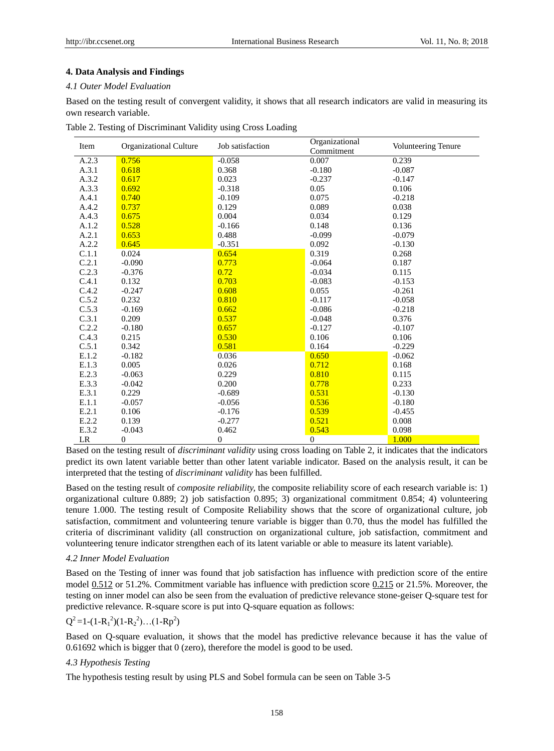## 4. Data Analysis and Findings

### *4.1 Outer Model Evaluation*

Based on the testing result of convergent validity, it shows that all research indicators are valid in measuring its own research variable.

Table 2. Testing of Discriminant Validity using Cross Loading

| Item | Organizational Culture | Job satisfaction | Organizational Commitment | Volunteering Tenure |
|---|---|---|---|---|
| A.2.3 | 0.756 | -0.058 | 0.007 | 0.239 |
| A.3.1 | 0.618 | 0.368 | -0.180 | -0.087 |
| A.3.2 | 0.617 | 0.023 | -0.237 | -0.147 |
| A.3.3 | 0.692 | -0.318 | 0.05 | 0.106 |
| A.4.1 | 0.740 | -0.109 | 0.075 | -0.218 |
| A.4.2 | 0.737 | 0.129 | 0.089 | 0.038 |
| A.4.3 | 0.675 | 0.004 | 0.034 | 0.129 |
| A.1.2 | 0.528 | -0.166 | 0.148 | 0.136 |
| A.2.1 | 0.653 | 0.488 | -0.099 | -0.079 |
| A.2.2 | 0.645 | -0.351 | 0.092 | -0.130 |
| C.1.1 | 0.024 | 0.654 | 0.319 | 0.268 |
| C.2.1 | -0.090 | 0.773 | -0.064 | 0.187 |
| C.2.3 | -0.376 | 0.72 | -0.034 | 0.115 |
| C.4.1 | 0.132 | 0.703 | -0.083 | -0.153 |
| C.4.2 | -0.247 | 0.608 | 0.055 | -0.261 |
| C.5.2 | 0.232 | 0.810 | -0.117 | -0.058 |
| C.5.3 | -0.169 | 0.662 | -0.086 | -0.218 |
| C.3.1 | 0.209 | 0.537 | -0.048 | 0.376 |
| C.2.2 | -0.180 | 0.657 | -0.127 | -0.107 |
| C.4.3 | 0.215 | 0.530 | 0.106 | 0.106 |
| C.5.1 | 0.342 | 0.581 | 0.164 | -0.229 |
| E.1.2 | -0.182 | 0.036 | 0.650 | -0.062 |
| E.1.3 | 0.005 | 0.026 | 0.712 | 0.168 |
| E.2.3 | -0.063 | 0.229 | 0.810 | 0.115 |
| E.3.3 | -0.042 | 0.200 | 0.778 | 0.233 |
| E.3.1 | 0.229 | -0.689 | 0.531 | -0.130 |
| E.1.1 | -0.057 | -0.056 | 0.536 | -0.180 |
| E.2.1 | 0.106 | -0.176 | 0.539 | -0.455 |
| E.2.2 | 0.139 | -0.277 | 0.521 | 0.008 |
| E.3.2 | -0.043 | 0.462 | 0.543 | 0.098 |
| LR | 0 | 0 | 0 | 1.000 |

Based on the testing result of *discriminant validity* using cross loading on Table 2, it indicates that the indicators predict its own latent variable better than other latent variable indicator. Based on the analysis result, it can be interpreted that the testing of *discriminant validity* has been fulfilled.

Based on the testing result of *composite reliability,* the composite reliability score of each research variable is: 1) organizational culture 0.889; 2) job satisfaction 0.895; 3) organizational commitment 0.854; 4) volunteering tenure 1.000. The testing result of Composite Reliability shows that the score of organizational culture, job satisfaction, commitment and volunteering tenure variable is bigger than 0.70, thus the model has fulfilled the criteria of discriminant validity (all construction on organizational culture, job satisfaction, commitment and volunteering tenure indicator strengthen each of its latent variable or able to measure its latent variable).

### *4.2 Inner Model Evaluation*

Based on the Testing of inner was found that job satisfaction has influence with prediction score of the entire model 0.512 or 51.2%. Commitment variable has influence with prediction score 0.215 or 21.5%. Moreover, the testing on inner model can also be seen from the evaluation of predictive relevance stone-geiser Q-square test for predictive relevance. R-square score is put into Q-square equation as follows:

$$Q^2 = 1-(1-R_1^2)(1-R_2^2)\ldots(1-Rp^2)$$

Based on Q-square evaluation, it shows that the model has predictive relevance because it has the value of 0.61692 which is bigger that 0 (zero), therefore the model is good to be used.

### *4.3 Hypothesis Testing*

The hypothesis testing result by using PLS and Sobel formula can be seen on Table 3-5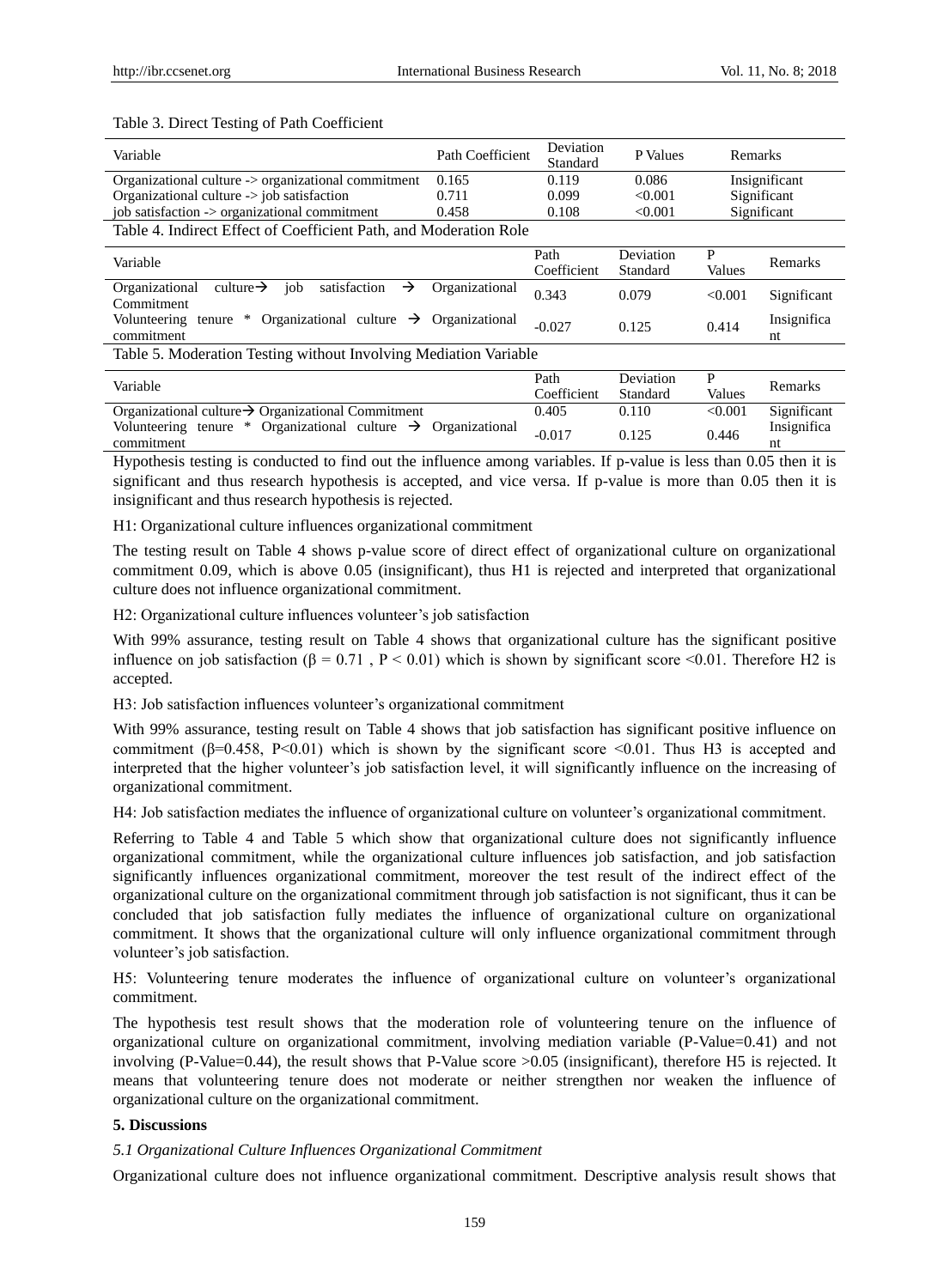Table 3. Direct Testing of Path Coefficient

| Variable | Path Coefficient | Deviation Standard | P Values | Remarks |
|---|---|---|---|---|
| Organizational culture -> organizational commitment | 0.165 | 0.119 | 0.086 | Insignificant |
| Organizational culture -> job satisfaction | 0.711 | 0.099 | <0.001 | Significant |
| job satisfaction -> organizational commitment | 0.458 | 0.108 | <0.001 | Significant |

Table 4. Indirect Effect of Coefficient Path, and Moderation Role

| Variable | Path Coefficient | Deviation Standard | P Values | Remarks |
|---|---|---|---|---|
| Organizational culture→ job satisfaction → Organizational Commitment | 0.343 | 0.079 | <0.001 | Significant |
| Volunteering tenure * Organizational culture → Organizational commitment | -0.027 | 0.125 | 0.414 | Insignificant |

Table 5. Moderation Testing without Involving Mediation Variable

| Variable | Path Coefficient | Deviation Standard | P Values | Remarks |
|---|---|---|---|---|
| Organizational culture→ Organizational Commitment | 0.405 | 0.110 | <0.001 | Significant |
| Volunteering tenure * Organizational culture → Organizational commitment | -0.017 | 0.125 | 0.446 | Insignificant |

Hypothesis testing is conducted to find out the influence among variables. If p-value is less than 0.05 then it is significant and thus research hypothesis is accepted, and vice versa. If p-value is more than 0.05 then it is insignificant and thus research hypothesis is rejected.

H1: Organizational culture influences organizational commitment

The testing result on Table 4 shows p-value score of direct effect of organizational culture on organizational commitment 0.09, which is above 0.05 (insignificant), thus H1 is rejected and interpreted that organizational culture does not influence organizational commitment.

H2: Organizational culture influences volunteer's job satisfaction

With 99% assurance, testing result on Table 4 shows that organizational culture has the significant positive influence on job satisfaction ($\beta = 0.71$ , $P < 0.01$) which is shown by significant score <0.01. Therefore H2 is accepted.

H3: Job satisfaction influences volunteer's organizational commitment

With 99% assurance, testing result on Table 4 shows that job satisfaction has significant positive influence on commitment ($\beta$=0.458, P<0.01) which is shown by the significant score <0.01. Thus H3 is accepted and interpreted that the higher volunteer's job satisfaction level, it will significantly influence on the increasing of organizational commitment.

H4: Job satisfaction mediates the influence of organizational culture on volunteer's organizational commitment.

Referring to Table 4 and Table 5 which show that organizational culture does not significantly influence organizational commitment, while the organizational culture influences job satisfaction, and job satisfaction significantly influences organizational commitment, moreover the test result of the indirect effect of the organizational culture on the organizational commitment through job satisfaction is not significant, thus it can be concluded that job satisfaction fully mediates the influence of organizational culture on organizational commitment. It shows that the organizational culture will only influence organizational commitment through volunteer's job satisfaction.

H5: Volunteering tenure moderates the influence of organizational culture on volunteer's organizational commitment.

The hypothesis test result shows that the moderation role of volunteering tenure on the influence of organizational culture on organizational commitment, involving mediation variable (P-Value=0.41) and not involving (P-Value=0.44), the result shows that P-Value score >0.05 (insignificant), therefore H5 is rejected. It means that volunteering tenure does not moderate or neither strengthen nor weaken the influence of organizational culture on the organizational commitment.

## 5. Discussions

### *5.1 Organizational Culture Influences Organizational Commitment*

Organizational culture does not influence organizational commitment. Descriptive analysis result shows that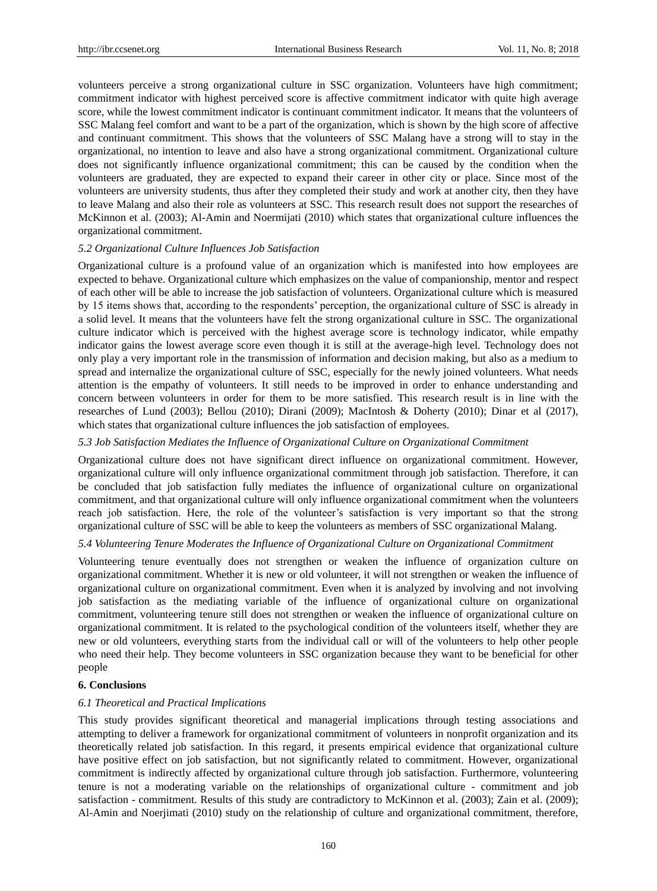volunteers perceive a strong organizational culture in SSC organization. Volunteers have high commitment; commitment indicator with highest perceived score is affective commitment indicator with quite high average score, while the lowest commitment indicator is continuant commitment indicator. It means that the volunteers of SSC Malang feel comfort and want to be a part of the organization, which is shown by the high score of affective and continuant commitment. This shows that the volunteers of SSC Malang have a strong will to stay in the organizational, no intention to leave and also have a strong organizational commitment. Organizational culture does not significantly influence organizational commitment; this can be caused by the condition when the volunteers are graduated, they are expected to expand their career in other city or place. Since most of the volunteers are university students, thus after they completed their study and work at another city, then they have to leave Malang and also their role as volunteers at SSC. This research result does not support the researches of McKinnon et al. (2003); Al-Amin and Noermijati (2010) which states that organizational culture influences the organizational commitment.

### *5.2 Organizational Culture Influences Job Satisfaction*

Organizational culture is a profound value of an organization which is manifested into how employees are expected to behave. Organizational culture which emphasizes on the value of companionship, mentor and respect of each other will be able to increase the job satisfaction of volunteers. Organizational culture which is measured by 15 items shows that, according to the respondents' perception, the organizational culture of SSC is already in a solid level. It means that the volunteers have felt the strong organizational culture in SSC. The organizational culture indicator which is perceived with the highest average score is technology indicator, while empathy indicator gains the lowest average score even though it is still at the average-high level. Technology does not only play a very important role in the transmission of information and decision making, but also as a medium to spread and internalize the organizational culture of SSC, especially for the newly joined volunteers. What needs attention is the empathy of volunteers. It still needs to be improved in order to enhance understanding and concern between volunteers in order for them to be more satisfied. This research result is in line with the researches of Lund (2003); Bellou (2010); Dirani (2009); MacIntosh & Doherty (2010); Dinar et al (2017), which states that organizational culture influences the job satisfaction of employees.

### *5.3 Job Satisfaction Mediates the Influence of Organizational Culture on Organizational Commitment*

Organizational culture does not have significant direct influence on organizational commitment. However, organizational culture will only influence organizational commitment through job satisfaction. Therefore, it can be concluded that job satisfaction fully mediates the influence of organizational culture on organizational commitment, and that organizational culture will only influence organizational commitment when the volunteers reach job satisfaction. Here, the role of the volunteer's satisfaction is very important so that the strong organizational culture of SSC will be able to keep the volunteers as members of SSC organizational Malang.

### *5.4 Volunteering Tenure Moderates the Influence of Organizational Culture on Organizational Commitment*

Volunteering tenure eventually does not strengthen or weaken the influence of organization culture on organizational commitment. Whether it is new or old volunteer, it will not strengthen or weaken the influence of organizational culture on organizational commitment. Even when it is analyzed by involving and not involving job satisfaction as the mediating variable of the influence of organizational culture on organizational commitment, volunteering tenure still does not strengthen or weaken the influence of organizational culture on organizational commitment. It is related to the psychological condition of the volunteers itself, whether they are new or old volunteers, everything starts from the individual call or will of the volunteers to help other people who need their help. They become volunteers in SSC organization because they want to be beneficial for other people

## 6. Conclusions

### *6.1 Theoretical and Practical Implications*

This study provides significant theoretical and managerial implications through testing associations and attempting to deliver a framework for organizational commitment of volunteers in nonprofit organization and its theoretically related job satisfaction. In this regard, it presents empirical evidence that organizational culture have positive effect on job satisfaction, but not significantly related to commitment. However, organizational commitment is indirectly affected by organizational culture through job satisfaction. Furthermore, volunteering tenure is not a moderating variable on the relationships of organizational culture - commitment and job satisfaction - commitment. Results of this study are contradictory to McKinnon et al. (2003); Zain et al. (2009); Al-Amin and Noerjimati (2010) study on the relationship of culture and organizational commitment, therefore,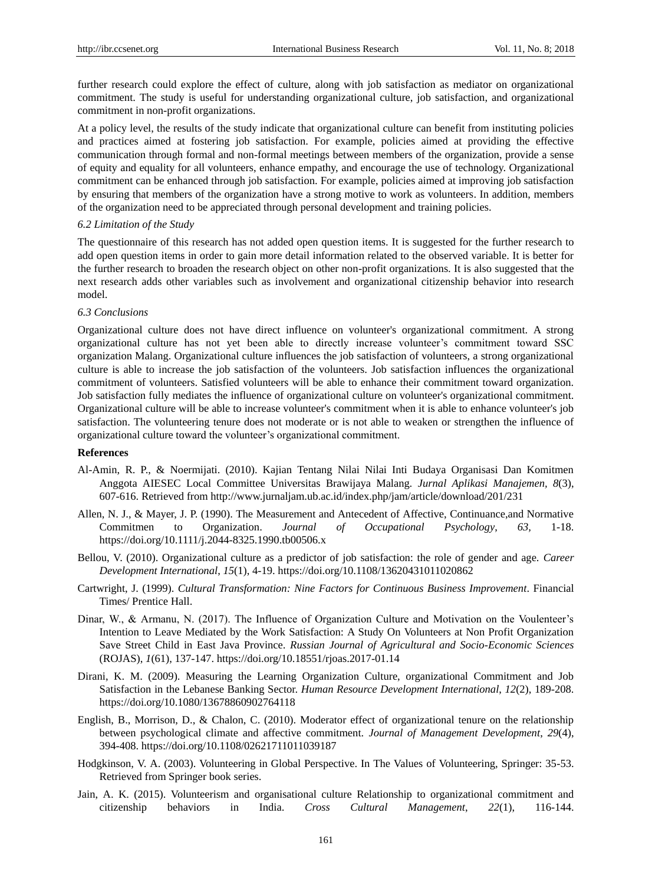further research could explore the effect of culture, along with job satisfaction as mediator on organizational commitment. The study is useful for understanding organizational culture, job satisfaction, and organizational commitment in non-profit organizations.

At a policy level, the results of the study indicate that organizational culture can benefit from instituting policies and practices aimed at fostering job satisfaction. For example, policies aimed at providing the effective communication through formal and non-formal meetings between members of the organization, provide a sense of equity and equality for all volunteers, enhance empathy, and encourage the use of technology. Organizational commitment can be enhanced through job satisfaction. For example, policies aimed at improving job satisfaction by ensuring that members of the organization have a strong motive to work as volunteers. In addition, members of the organization need to be appreciated through personal development and training policies.

### *6.2 Limitation of the Study*

The questionnaire of this research has not added open question items. It is suggested for the further research to add open question items in order to gain more detail information related to the observed variable. It is better for the further research to broaden the research object on other non-profit organizations. It is also suggested that the next research adds other variables such as involvement and organizational citizenship behavior into research model.

### *6.3 Conclusions*

Organizational culture does not have direct influence on volunteer's organizational commitment. A strong organizational culture has not yet been able to directly increase volunteer’s commitment toward SSC organization Malang. Organizational culture influences the job satisfaction of volunteers, a strong organizational culture is able to increase the job satisfaction of the volunteers. Job satisfaction influences the organizational commitment of volunteers. Satisfied volunteers will be able to enhance their commitment toward organization. Job satisfaction fully mediates the influence of organizational culture on volunteer's organizational commitment. Organizational culture will be able to increase volunteer's commitment when it is able to enhance volunteer's job satisfaction. The volunteering tenure does not moderate or is not able to weaken or strengthen the influence of organizational culture toward the volunteer’s organizational commitment.

## References

Al-Amin, R. P., & Noermijati. (2010). Kajian Tentang Nilai Nilai Inti Budaya Organisasi Dan Komitmen Anggota AIESEC Local Committee Universitas Brawijaya Malang. *Jurnal Aplikasi Manajemen*, *8*(3), 607-616. Retrieved from http://www.jurnaljam.ub.ac.id/index.php/jam/article/download/201/231

Allen, N. J., & Mayer, J. P. (1990). The Measurement and Antecedent of Affective, Continuance,and Normative Commitmen to Organization. *Journal of Occupational Psychology*, *63*, 1-18. https://doi.org/10.1111/j.2044-8325.1990.tb00506.x

Bellou, V. (2010). Organizational culture as a predictor of job satisfaction: the role of gender and age. *Career Development International*, *15*(1), 4-19. https://doi.org/10.1108/13620431011020862

Cartwright, J. (1999). *Cultural Transformation: Nine Factors for Continuous Business Improvement*. Financial Times/ Prentice Hall.

Dinar, W., & Armanu, N. (2017). The Influence of Organization Culture and Motivation on the Voulenteer’s Intention to Leave Mediated by the Work Satisfaction: A Study On Volunteers at Non Profit Organization Save Street Child in East Java Province. *Russian Journal of Agricultural and Socio-Economic Sciences* (ROJAS), *1*(61), 137-147. https://doi.org/10.18551/rjoas.2017-01.14

Dirani, K. M. (2009). Measuring the Learning Organization Culture, organizational Commitment and Job Satisfaction in the Lebanese Banking Sector. *Human Resource Development International*, *12*(2), 189-208. https://doi.org/10.1080/13678860902764118

English, B., Morrison, D., & Chalon, C. (2010). Moderator effect of organizational tenure on the relationship between psychological climate and affective commitment. *Journal of Management Development*, *29*(4), 394-408. https://doi.org/10.1108/02621711011039187

Hodgkinson, V. A. (2003). Volunteering in Global Perspective. In The Values of Volunteering, Springer: 35-53. Retrieved from Springer book series.

Jain, A. K. (2015). Volunteerism and organisational culture Relationship to organizational commitment and citizenship behaviors in India. *Cross Cultural Management*, *22*(1), 116-144.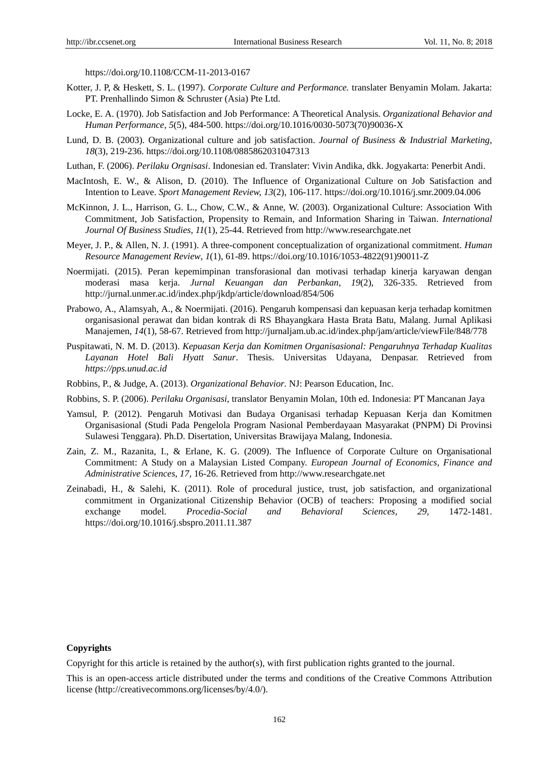https://doi.org/10.1108/CCM-11-2013-0167

Kotter, J. P, & Heskett, S. L. (1997). *Corporate Culture and Performance.* translater Benyamin Molam. Jakarta: PT. Prenhallindo Simon & Schruster (Asia) Pte Ltd.

Locke, E. A. (1970). Job Satisfaction and Job Performance: A Theoretical Analysis. *Organizational Behavior and Human Performance*, *5*(5), 484-500. https://doi.org/10.1016/0030-5073(70)90036-X

Lund, D. B. (2003). Organizational culture and job satisfaction. *Journal of Business & Industrial Marketing*, *18*(3), 219-236. https://doi.org/10.1108/0885862031047313

Luthan, F. (2006). *Perilaku Orgnisasi*. Indonesian ed. Translater: Vivin Andika, dkk. Jogyakarta: Penerbit Andi.

MacIntosh, E. W., & Alison, D. (2010). The Influence of Organizational Culture on Job Satisfaction and Intention to Leave. *Sport Management Review, 13*(2), 106-117. https://doi.org/10.1016/j.smr.2009.04.006

McKinnon, J. L., Harrison, G. L., Chow, C.W., & Anne, W. (2003). Organizational Culture: Association With Commitment, Job Satisfaction, Propensity to Remain, and Information Sharing in Taiwan. *International Journal Of Business Studies*, *11*(1), 25-44. Retrieved from http://www.researchgate.net

Meyer, J. P., & Allen, N. J. (1991). A three-component conceptualization of organizational commitment. *Human Resource Management Review*, *1*(1), 61-89. https://doi.org/10.1016/1053-4822(91)90011-Z

Noermijati. (2015). Peran kepemimpinan transforasional dan motivasi terhadap kinerja karyawan dengan moderasi masa kerja. *Jurnal Keuangan dan Perbankan*, *19*(2), 326-335. Retrieved from http://jurnal.unmer.ac.id/index.php/jkdp/article/download/854/506

Prabowo, A., Alamsyah, A., & Noermijati. (2016). Pengaruh kompensasi dan kepuasan kerja terhadap komitmen organisasional perawat dan bidan kontrak di RS Bhayangkara Hasta Brata Batu, Malang. Jurnal Aplikasi Manajemen, *14*(1), 58-67. Retrieved from http://jurnaljam.ub.ac.id/index.php/jam/article/viewFile/848/778

Puspitawati, N. M. D. (2013). *Kepuasan Kerja dan Komitmen Organisasional: Pengaruhnya Terhadap Kualitas Layanan Hotel Bali Hyatt Sanur*. Thesis. Universitas Udayana, Denpasar. Retrieved from *https://pps.unud.ac.id*

Robbins, P., & Judge, A. (2013). *Organizational Behavior*. NJ: Pearson Education, Inc.

Robbins, S. P. (2006). *Perilaku Organisasi*, translator Benyamin Molan, 10th ed. Indonesia: PT Mancanan Jaya

Yamsul, P. (2012). Pengaruh Motivasi dan Budaya Organisasi terhadap Kepuasan Kerja dan Komitmen Organisasional (Studi Pada Pengelola Program Nasional Pemberdayaan Masyarakat (PNPM) Di Provinsi Sulawesi Tenggara). Ph.D. Disertation, Universitas Brawijaya Malang, Indonesia.

Zain, Z. M., Razanita, I., & Erlane, K. G. (2009). The Influence of Corporate Culture on Organisational Commitment: A Study on a Malaysian Listed Company. *European Journal of Economics, Finance and Administrative Sciences*, *17,* 16-26. Retrieved from http://www.researchgate.net

Zeinabadi, H., & Salehi, K. (2011). Role of procedural justice, trust, job satisfaction, and organizational commitment in Organizational Citizenship Behavior (OCB) of teachers: Proposing a modified social exchange model. *Procedia-Social and Behavioral Sciences*, *29*, 1472-1481. https://doi.org/10.1016/j.sbspro.2011.11.387

**Copyrights**

Copyright for this article is retained by the author(s), with first publication rights granted to the journal.

This is an open-access article distributed under the terms and conditions of the Creative Commons Attribution license (http://creativecommons.org/licenses/by/4.0/).